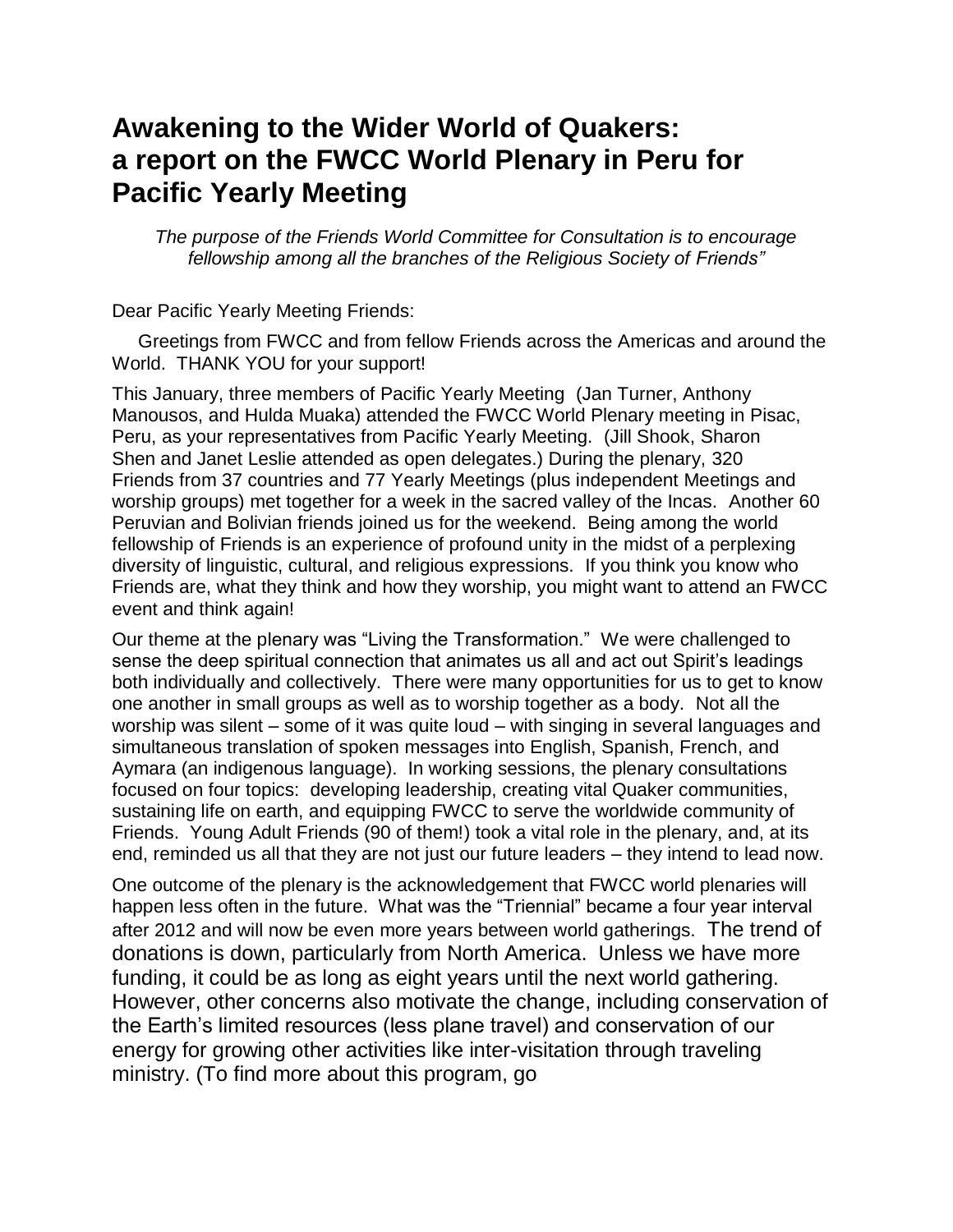# Awakening to the Wider World of Quakers: a report on the FWCC World Plenary in Peru for Pacific Yearly Meeting

*The purpose of the Friends World Committee for Consultation is to encourage fellowship among all the branches of the Religious Society of Friends"*

Dear Pacific Yearly Meeting Friends:

Greetings from FWCC and from fellow Friends across the Americas and around the World. THANK YOU for your support!

This January, three members of Pacific Yearly Meeting (Jan Turner, Anthony Manousos, and Hulda Muaka) attended the FWCC World Plenary meeting in Pisac, Peru, as your representatives from Pacific Yearly Meeting. (Jill Shook, Sharon Shen and Janet Leslie attended as open delegates.) During the plenary, 320 Friends from 37 countries and 77 Yearly Meetings (plus independent Meetings and worship groups) met together for a week in the sacred valley of the Incas. Another 60 Peruvian and Bolivian friends joined us for the weekend. Being among the world fellowship of Friends is an experience of profound unity in the midst of a perplexing diversity of linguistic, cultural, and religious expressions. If you think you know who Friends are, what they think and how they worship, you might want to attend an FWCC event and think again!

Our theme at the plenary was "Living the Transformation." We were challenged to sense the deep spiritual connection that animates us all and act out Spirit's leadings both individually and collectively. There were many opportunities for us to get to know one another in small groups as well as to worship together as a body. Not all the worship was silent – some of it was quite loud – with singing in several languages and simultaneous translation of spoken messages into English, Spanish, French, and Aymara (an indigenous language). In working sessions, the plenary consultations focused on four topics: developing leadership, creating vital Quaker communities, sustaining life on earth, and equipping FWCC to serve the worldwide community of Friends. Young Adult Friends (90 of them!) took a vital role in the plenary, and, at its end, reminded us all that they are not just our future leaders – they intend to lead now.

One outcome of the plenary is the acknowledgement that FWCC world plenaries will happen less often in the future. What was the "Triennial" became a four year interval after 2012 and will now be even more years between world gatherings. The trend of donations is down, particularly from North America. Unless we have more funding, it could be as long as eight years until the next world gathering. However, other concerns also motivate the change, including conservation of the Earth's limited resources (less plane travel) and conservation of our energy for growing other activities like inter-visitation through traveling ministry. (To find more about this program, go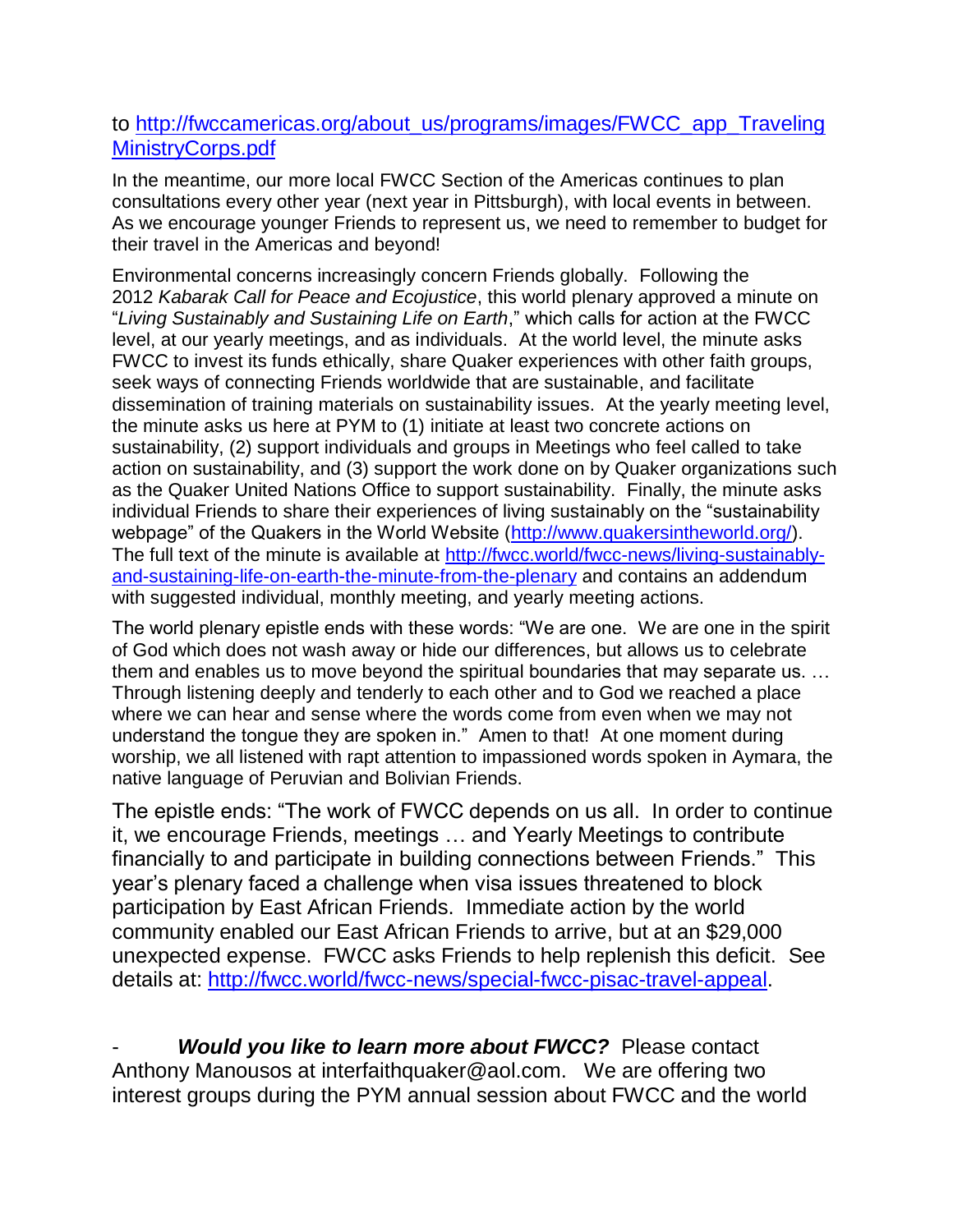to [http://fwccamericas.org/about_us/programs/images/FWCC_app_TravelingMinistryCorps.pdf](http://fwccamericas.org/about_us/programs/images/FWCC_app_TravelingMinistryCorps.pdf)

In the meantime, our more local FWCC Section of the Americas continues to plan consultations every other year (next year in Pittsburgh), with local events in between. As we encourage younger Friends to represent us, we need to remember to budget for their travel in the Americas and beyond!

Environmental concerns increasingly concern Friends globally. Following the 2012 *Kabarak Call for Peace and Ecojustice*, this world plenary approved a minute on "*Living Sustainably and Sustaining Life on Earth*," which calls for action at the FWCC level, at our yearly meetings, and as individuals. At the world level, the minute asks FWCC to invest its funds ethically, share Quaker experiences with other faith groups, seek ways of connecting Friends worldwide that are sustainable, and facilitate dissemination of training materials on sustainability issues. At the yearly meeting level, the minute asks us here at PYM to (1) initiate at least two concrete actions on sustainability, (2) support individuals and groups in Meetings who feel called to take action on sustainability, and (3) support the work done on by Quaker organizations such as the Quaker United Nations Office to support sustainability. Finally, the minute asks individual Friends to share their experiences of living sustainably on the "sustainability webpage" of the Quakers in the World Website ([http://www.quakersintheworld.org/](http://www.quakersintheworld.org/)). The full text of the minute is available at [http://fwcc.world/fwcc-news/living-sustainably-and-sustaining-life-on-earth-the-minute-from-the-plenary](http://fwcc.world/fwcc-news/living-sustainably-and-sustaining-life-on-earth-the-minute-from-the-plenary) and contains an addendum with suggested individual, monthly meeting, and yearly meeting actions.

The world plenary epistle ends with these words: "We are one. We are one in the spirit of God which does not wash away or hide our differences, but allows us to celebrate them and enables us to move beyond the spiritual boundaries that may separate us. … Through listening deeply and tenderly to each other and to God we reached a place where we can hear and sense where the words come from even when we may not understand the tongue they are spoken in." Amen to that! At one moment during worship, we all listened with rapt attention to impassioned words spoken in Aymara, the native language of Peruvian and Bolivian Friends.

The epistle ends: "The work of FWCC depends on us all. In order to continue it, we encourage Friends, meetings … and Yearly Meetings to contribute financially to and participate in building connections between Friends." This year's plenary faced a challenge when visa issues threatened to block participation by East African Friends. Immediate action by the world community enabled our East African Friends to arrive, but at an $29,000 unexpected expense. FWCC asks Friends to help replenish this deficit. See details at: [http://fwcc.world/fwcc-news/special-fwcc-pisac-travel-appeal](http://fwcc.world/fwcc-news/special-fwcc-pisac-travel-appeal).

- ***Would you like to learn more about FWCC?*** Please contact Anthony Manousos at interfaithquaker@aol.com. We are offering two interest groups during the PYM annual session about FWCC and the world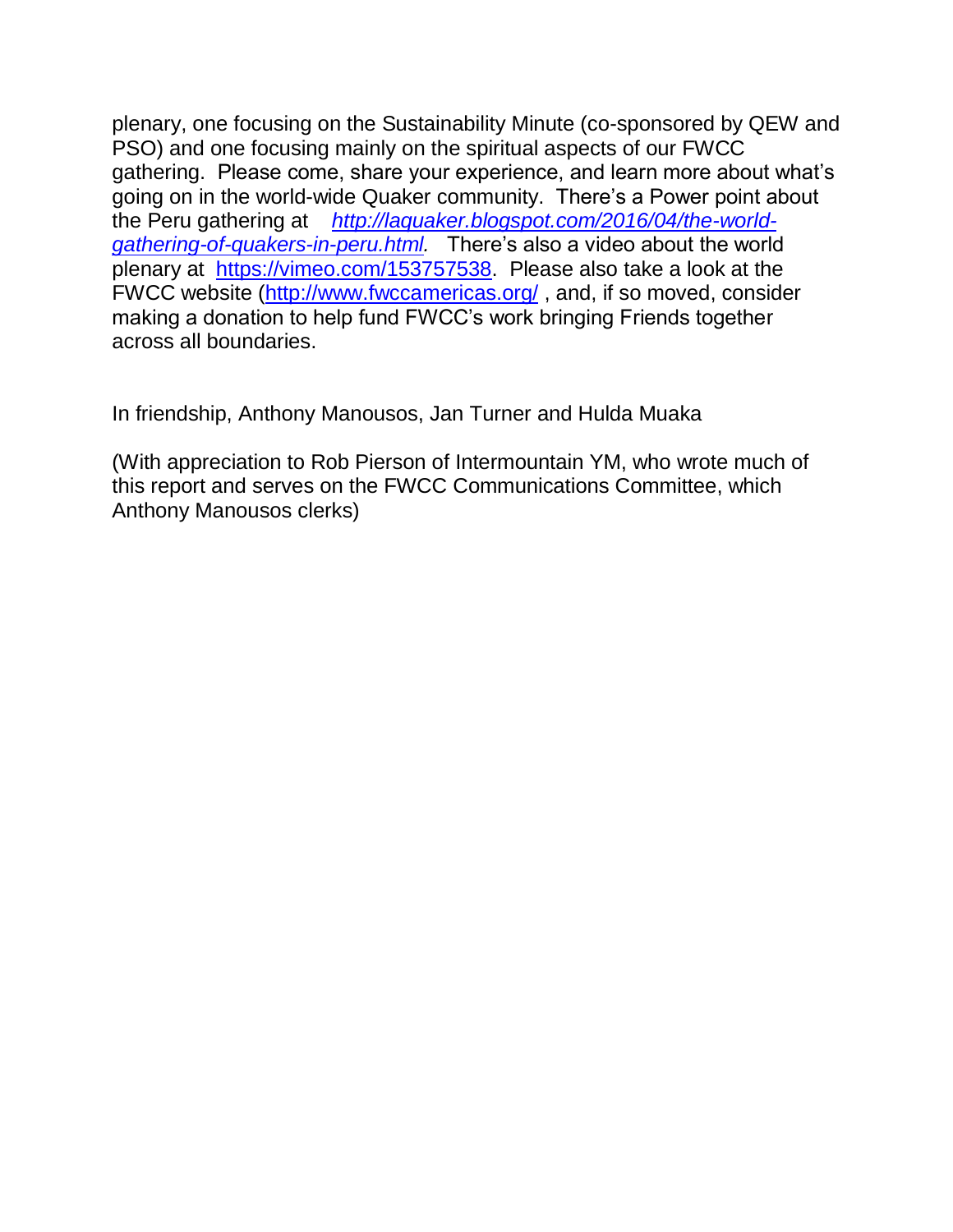plenary, one focusing on the Sustainability Minute (co-sponsored by QEW and PSO) and one focusing mainly on the spiritual aspects of our FWCC gathering. Please come, share your experience, and learn more about what's going on in the world-wide Quaker community. There's a Power point about the Peru gathering at *http://laquaker.blogspot.com/2016/04/the-world-gathering-of-quakers-in-peru.html.* There's also a video about the world plenary at https://vimeo.com/153757538. Please also take a look at the FWCC website (http://www.fwccamericas.org/ , and, if so moved, consider making a donation to help fund FWCC's work bringing Friends together across all boundaries.

In friendship, Anthony Manousos, Jan Turner and Hulda Muaka

(With appreciation to Rob Pierson of Intermountain YM, who wrote much of this report and serves on the FWCC Communications Committee, which Anthony Manousos clerks)